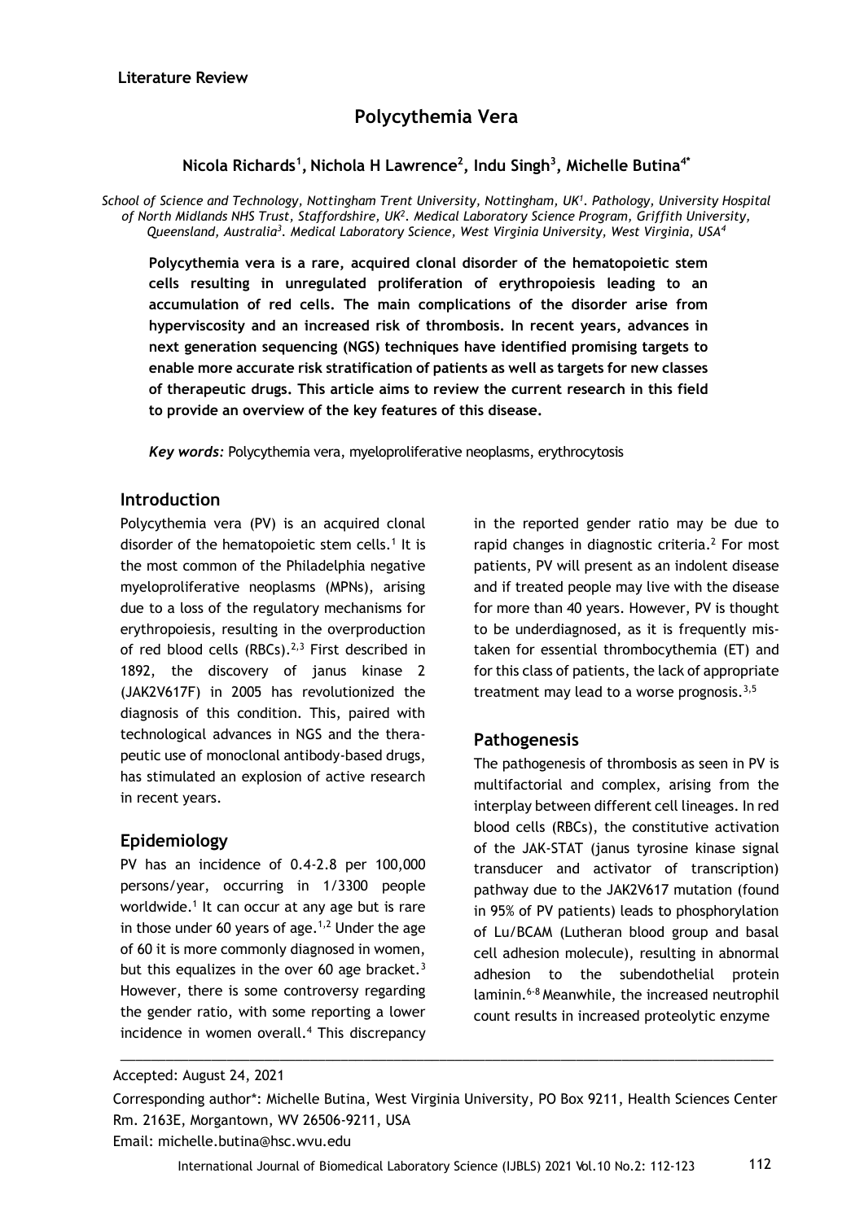**Literature Review**

# Polycythemia Vera

**Nicola Richards[1], Nichola H Lawrence[2], Indu Singh[3], Michelle Butina[4*]**

*School of Science and Technology, Nottingham Trent University, Nottingham, UK[1]. Pathology, University Hospital of North Midlands NHS Trust, Staffordshire, UK[2]. Medical Laboratory Science Program, Griffith University, Queensland, Australia[3]. Medical Laboratory Science, West Virginia University, West Virginia, USA[4]*

**Polycythemia vera is a rare, acquired clonal disorder of the hematopoietic stem cells resulting in unregulated proliferation of erythropoiesis leading to an accumulation of red cells. The main complications of the disorder arise from hyperviscosity and an increased risk of thrombosis. In recent years, advances in next generation sequencing (NGS) techniques have identified promising targets to enable more accurate risk stratification of patients as well as targets for new classes of therapeutic drugs. This article aims to review the current research in this field to provide an overview of the key features of this disease.**

***Key words:*** Polycythemia vera, myeloproliferative neoplasms, erythrocytosis

## Introduction

Polycythemia vera (PV) is an acquired clonal disorder of the hematopoietic stem cells.[1] It is the most common of the Philadelphia negative myeloproliferative neoplasms (MPNs), arising due to a loss of the regulatory mechanisms for erythropoiesis, resulting in the overproduction of red blood cells (RBCs).[2,3] First described in 1892, the discovery of janus kinase 2 (JAK2V617F) in 2005 has revolutionized the diagnosis of this condition. This, paired with technological advances in NGS and the therapeutic use of monoclonal antibody-based drugs, has stimulated an explosion of active research in recent years.

## Epidemiology

PV has an incidence of 0.4-2.8 per 100,000 persons/year, occurring in 1/3300 people worldwide.[1] It can occur at any age but is rare in those under 60 years of age.[1,2] Under the age of 60 it is more commonly diagnosed in women, but this equalizes in the over 60 age bracket.[3] However, there is some controversy regarding the gender ratio, with some reporting a lower incidence in women overall.[4] This discrepancy in the reported gender ratio may be due to rapid changes in diagnostic criteria.[2] For most patients, PV will present as an indolent disease and if treated people may live with the disease for more than 40 years. However, PV is thought to be underdiagnosed, as it is frequently mistaken for essential thrombocythemia (ET) and for this class of patients, the lack of appropriate treatment may lead to a worse prognosis.[3,5]

## Pathogenesis

The pathogenesis of thrombosis as seen in PV is multifactorial and complex, arising from the interplay between different cell lineages. In red blood cells (RBCs), the constitutive activation of the JAK-STAT (janus tyrosine kinase signal transducer and activator of transcription) pathway due to the JAK2V617 mutation (found in 95% of PV patients) leads to phosphorylation of Lu/BCAM (Lutheran blood group and basal cell adhesion molecule), resulting in abnormal adhesion to the subendothelial protein laminin.[6-8] Meanwhile, the increased neutrophil count results in increased proteolytic enzyme

Accepted: August 24, 2021

Corresponding author*: Michelle Butina, West Virginia University, PO Box 9211, Health Sciences Center Rm. 2163E, Morgantown, WV 26506-9211, USA
Email: michelle.butina@hsc.wvu.edu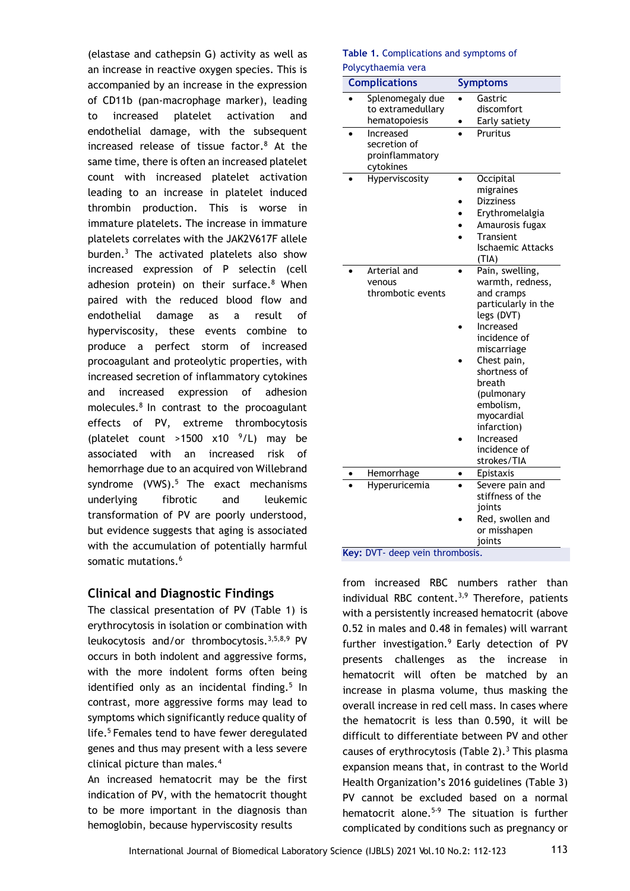(elastase and cathepsin G) activity as well as an increase in reactive oxygen species. This is accompanied by an increase in the expression of CD11b (pan-macrophage marker), leading to increased platelet activation and endothelial damage, with the subsequent increased release of tissue factor.[8] At the same time, there is often an increased platelet count with increased platelet activation leading to an increase in platelet induced thrombin production. This is worse in immature platelets. The increase in immature platelets correlates with the JAK2V617F allele burden.[3] The activated platelets also show increased expression of P selectin (cell adhesion protein) on their surface.[8] When paired with the reduced blood flow and endothelial damage as a result of hyperviscosity, these events combine to produce a perfect storm of increased procoagulant and proteolytic properties, with increased secretion of inflammatory cytokines and increased expression of adhesion molecules.[8] In contrast to the procoagulant effects of PV, extreme thrombocytosis (platelet count >1500 x10 $^{9}$/L) may be associated with an increased risk of hemorrhage due to an acquired von Willebrand syndrome (VWS).[5] The exact mechanisms underlying fibrotic and leukemic transformation of PV are poorly understood, but evidence suggests that aging is associated with the accumulation of potentially harmful somatic mutations.[6]

## Clinical and Diagnostic Findings

The classical presentation of PV (Table 1) is erythrocytosis in isolation or combination with leukocytosis and/or thrombocytosis.[3,5,8,9] PV occurs in both indolent and aggressive forms, with the more indolent forms often being identified only as an incidental finding.[5] In contrast, more aggressive forms may lead to symptoms which significantly reduce quality of life.[5] Females tend to have fewer deregulated genes and thus may present with a less severe clinical picture than males.[4]

An increased hematocrit may be the first indication of PV, with the hematocrit thought to be more important in the diagnosis than hemoglobin, because hyperviscosity results from increased RBC numbers rather than individual RBC content.[3,9] Therefore, patients with a persistently increased hematocrit (above 0.52 in males and 0.48 in females) will warrant further investigation.[9] Early detection of PV presents challenges as the increase in hematocrit will often be matched by an increase in plasma volume, thus masking the overall increase in red cell mass. In cases where the hematocrit is less than 0.590, it will be difficult to differentiate between PV and other causes of erythrocytosis (Table 2).[3] This plasma expansion means that, in contrast to the World Health Organization's 2016 guidelines (Table 3) PV cannot be excluded based on a normal hematocrit alone.[5-9] The situation is further complicated by conditions such as pregnancy or

**Table 1.** Complications and symptoms of Polycythaemia vera

| Complications | Symptoms |
|---|---|
| • Splenomegaly due to extramedullary hematopoiesis | • Gastric discomfort<br>• Early satiety |
| • Increased secretion of proinflammatory cytokines | • Pruritus |
| • Hyperviscosity | • Occipital migraines<br>• Dizziness<br>• Erythromelalgia<br>• Amaurosis fugax<br>• Transient Ischaemic Attacks (TIA) |
| • Arterial and venous thrombotic events | • Pain, swelling, warmth, redness, and cramps particularly in the legs (DVT)<br>• Increased incidence of miscarriage<br>• Chest pain, shortness of breath (pulmonary embolism, myocardial infarction)<br>• Increased incidence of strokes/TIA |
| • Hemorrhage | • Epistaxis |
| • Hyperuricemia | • Severe pain and stiffness of the joints<br>• Red, swollen and or misshapen joints |

**Key:** DVT- deep vein thrombosis.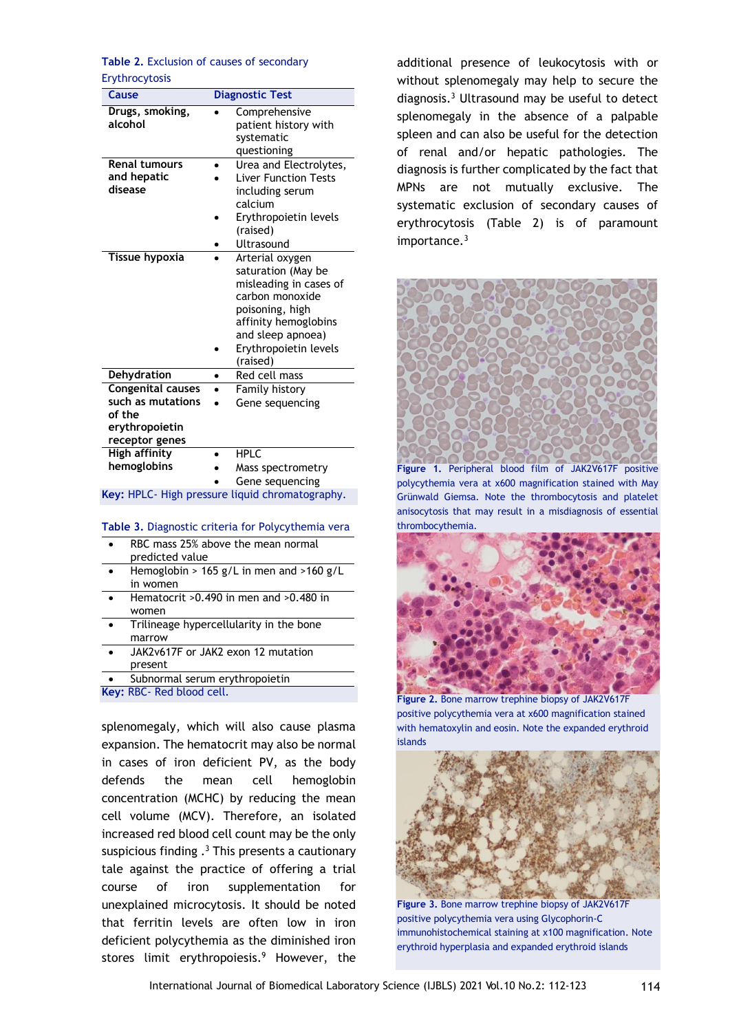**Table 2.** Exclusion of causes of secondary Erythrocytosis

| Cause | Diagnostic Test |
|---|---|
| **Drugs, smoking, alcohol** | • Comprehensive patient history with systematic questioning |
| **Renal tumours and hepatic disease** | • Urea and Electrolytes, • Liver Function Tests including serum calcium • Erythropoietin levels (raised) • Ultrasound |
| **Tissue hypoxia** | • Arterial oxygen saturation (May be misleading in cases of carbon monoxide poisoning, high affinity hemoglobins and sleep apnoea) • Erythropoietin levels (raised) |
| **Dehydration** | • Red cell mass |
| **Congenital causes such as mutations of the erythropoietin receptor genes** | • Family history • Gene sequencing |
| **High affinity hemoglobins** | • HPLC • Mass spectrometry • Gene sequencing |

**Key:** HPLC- High pressure liquid chromatography.

**Table 3.** Diagnostic criteria for Polycythemia vera

| |
|---|
| • RBC mass 25% above the mean normal predicted value |
| • Hemoglobin > 165 g/L in men and >160 g/L in women |
| • Hematocrit >0.490 in men and >0.480 in women |
| • Trilineage hypercellularity in the bone marrow |
| • JAK2v617F or JAK2 exon 12 mutation present |
| • Subnormal serum erythropoietin |

**Key:** RBC- Red blood cell.

splenomegaly, which will also cause plasma expansion. The hematocrit may also be normal in cases of iron deficient PV, as the body defends the mean cell hemoglobin concentration (MCHC) by reducing the mean cell volume (MCV). Therefore, an isolated increased red blood cell count may be the only suspicious finding .[3] This presents a cautionary tale against the practice of offering a trial course of iron supplementation for unexplained microcytosis. It should be noted that ferritin levels are often low in iron deficient polycythemia as the diminished iron stores limit erythropoiesis.[9] However, the additional presence of leukocytosis with or without splenomegaly may help to secure the diagnosis.[3] Ultrasound may be useful to detect splenomegaly in the absence of a palpable spleen and can also be useful for the detection of renal and/or hepatic pathologies. The diagnosis is further complicated by the fact that MPNs are not mutually exclusive. The systematic exclusion of secondary causes of erythrocytosis (Table 2) is of paramount importance.[3]

**Figure 1.** Peripheral blood film of JAK2V617F positive polycythemia vera at x600 magnification stained with May Grünwald Giemsa. Note the thrombocytosis and platelet anisocytosis that may result in a misdiagnosis of essential thrombocythemia.

**Figure 2.** Bone marrow trephine biopsy of JAK2V617F positive polycythemia vera at x600 magnification stained with hematoxylin and eosin. Note the expanded erythroid islands

**Figure 3.** Bone marrow trephine biopsy of JAK2V617F positive polycythemia vera using Glycophorin-C immunohistochemical staining at x100 magnification. Note erythroid hyperplasia and expanded erythroid islands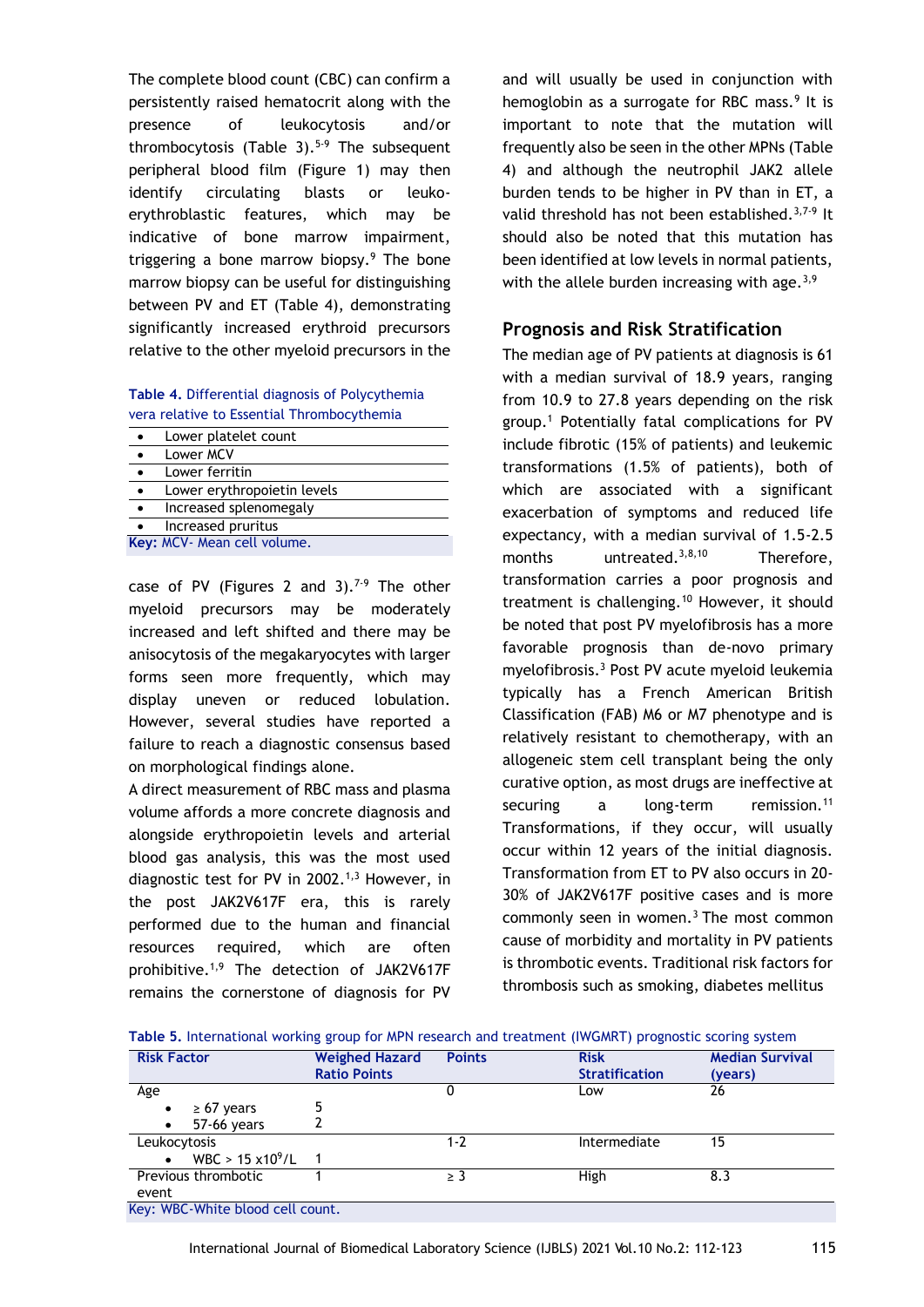The complete blood count (CBC) can confirm a persistently raised hematocrit along with the presence of leukocytosis and/or thrombocytosis (Table 3).[5-9] The subsequent peripheral blood film (Figure 1) may then identify circulating blasts or leuko-erythroblastic features, which may be indicative of bone marrow impairment, triggering a bone marrow biopsy.[9] The bone marrow biopsy can be useful for distinguishing between PV and ET (Table 4), demonstrating significantly increased erythroid precursors relative to the other myeloid precursors in the case of PV (Figures 2 and 3).[7-9] The other myeloid precursors may be moderately increased and left shifted and there may be anisocytosis of the megakaryocytes with larger forms seen more frequently, which may display uneven or reduced lobulation. However, several studies have reported a failure to reach a diagnostic consensus based on morphological findings alone.

**Table 4.** Differential diagnosis of Polycythemia vera relative to Essential Thrombocythemia

| |
|---|
| • Lower platelet count |
| • Lower MCV |
| • Lower ferritin |
| • Lower erythropoietin levels |
| • Increased splenomegaly |
| • Increased pruritus |

**Key:** MCV- Mean cell volume.

A direct measurement of RBC mass and plasma volume affords a more concrete diagnosis and alongside erythropoietin levels and arterial blood gas analysis, this was the most used diagnostic test for PV in 2002.[1,3] However, in the post JAK2V617F era, this is rarely performed due to the human and financial resources required, which are often prohibitive.[1,9] The detection of JAK2V617F remains the cornerstone of diagnosis for PV and will usually be used in conjunction with hemoglobin as a surrogate for RBC mass.[9] It is important to note that the mutation will frequently also be seen in the other MPNs (Table 4) and although the neutrophil JAK2 allele burden tends to be higher in PV than in ET, a valid threshold has not been established.[3,7-9] It should also be noted that this mutation has been identified at low levels in normal patients, with the allele burden increasing with age.[3,9]

## Prognosis and Risk Stratification

The median age of PV patients at diagnosis is 61 with a median survival of 18.9 years, ranging from 10.9 to 27.8 years depending on the risk group.[1] Potentially fatal complications for PV include fibrotic (15% of patients) and leukemic transformations (1.5% of patients), both of which are associated with a significant exacerbation of symptoms and reduced life expectancy, with a median survival of 1.5-2.5 months untreated.[3,8,10] Therefore, transformation carries a poor prognosis and treatment is challenging.[10] However, it should be noted that post PV myelofibrosis has a more favorable prognosis than de-novo primary myelofibrosis.[3] Post PV acute myeloid leukemia typically has a French American British Classification (FAB) M6 or M7 phenotype and is relatively resistant to chemotherapy, with an allogeneic stem cell transplant being the only curative option, as most drugs are ineffective at securing a long-term remission.[11] Transformations, if they occur, will usually occur within 12 years of the initial diagnosis. Transformation from ET to PV also occurs in 20-30% of JAK2V617F positive cases and is more commonly seen in women.[3] The most common cause of morbidity and mortality in PV patients is thrombotic events. Traditional risk factors for thrombosis such as smoking, diabetes mellitus

**Table 5.** International working group for MPN research and treatment (IWGMRT) prognostic scoring system

| Risk Factor | Weighed Hazard Ratio Points | Points | Risk Stratification | Median Survival (years) |
|---|---|---|---|---|
| Age<br>• ≥ 67 years<br>• 57-66 years | <br>5<br>2 | 0 | Low | 26 |
| Leukocytosis<br>• WBC > 15 $x10^9/L$ | <br>1 | 1-2 | Intermediate | 15 |
| Previous thrombotic event | 1 | ≥ 3 | High | 8.3 |

**Key:** WBC-White blood cell count.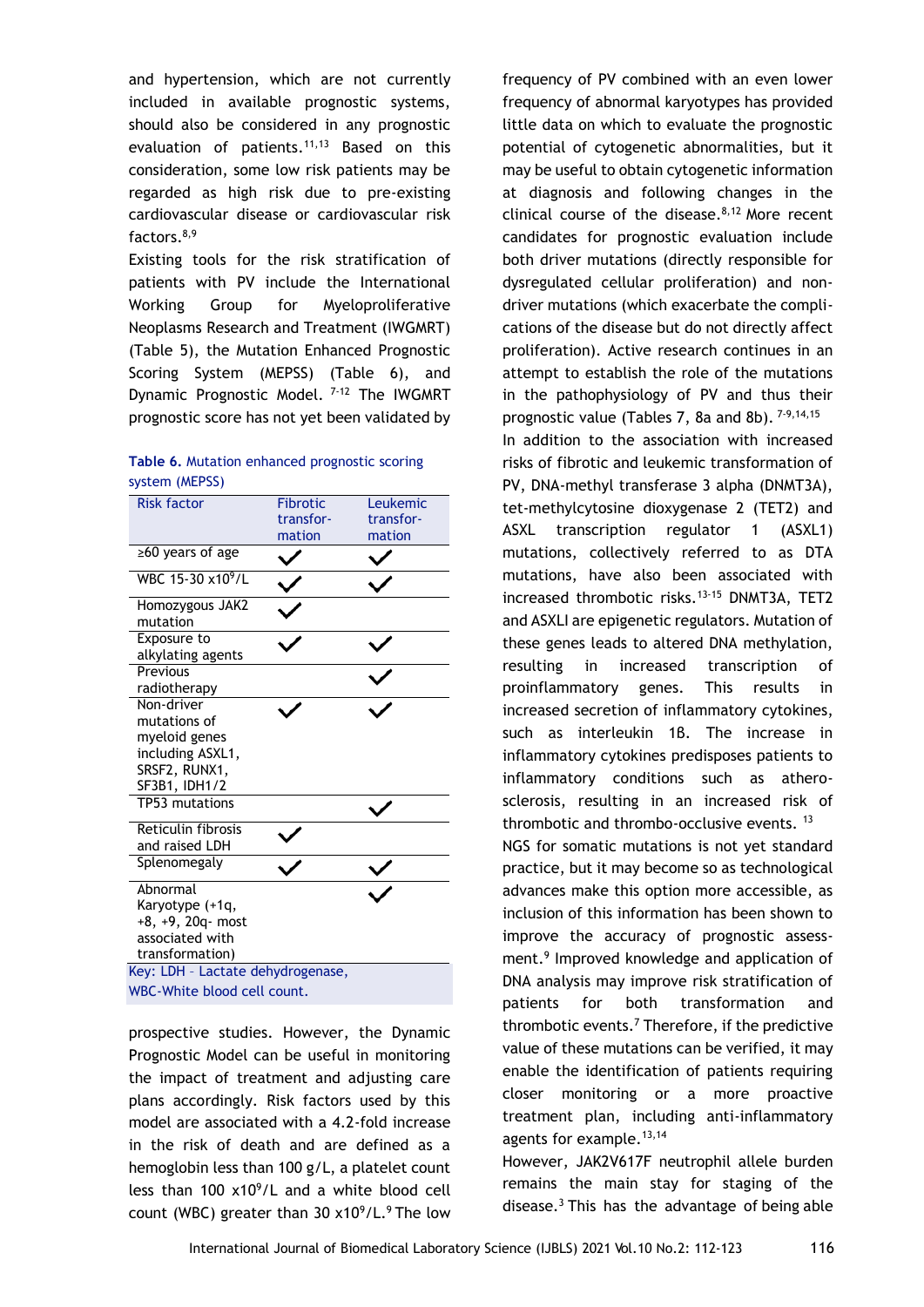and hypertension, which are not currently included in available prognostic systems, should also be considered in any prognostic evaluation of patients.[11,13] Based on this consideration, some low risk patients may be regarded as high risk due to pre-existing cardiovascular disease or cardiovascular risk factors.[8,9]

Existing tools for the risk stratification of patients with PV include the International Working Group for Myeloproliferative Neoplasms Research and Treatment (IWGMRT) (Table 5), the Mutation Enhanced Prognostic Scoring System (MEPSS) (Table 6), and Dynamic Prognostic Model. [7-12] The IWGMRT prognostic score has not yet been validated by

**Table 6.** Mutation enhanced prognostic scoring system (MEPSS)

| Risk factor | Fibrotic transformation | Leukemic transformation |
|---|---|---|
| ≥60 years of age | ✓ | ✓ |
| WBC 15-30 $x10^9$/L | ✓ | ✓ |
| Homozygous JAK2 mutation | ✓ | |
| Exposure to alkylating agents | ✓ | ✓ |
| Previous radiotherapy | | ✓ |
| Non-driver mutations of myeloid genes including ASXL1, SRSF2, RUNX1, SF3B1, IDH1/2 | ✓ | ✓ |
| TP53 mutations | | ✓ |
| Reticulin fibrosis and raised LDH | ✓ | |
| Splenomegaly | ✓ | ✓ |
| Abnormal Karyotype (+1q, +8, +9, 20q- most associated with transformation) | | ✓ |

Key: LDH - Lactate dehydrogenase, WBC-White blood cell count.

prospective studies. However, the Dynamic Prognostic Model can be useful in monitoring the impact of treatment and adjusting care plans accordingly. Risk factors used by this model are associated with a 4.2-fold increase in the risk of death and are defined as a hemoglobin less than 100 g/L, a platelet count less than 100 $x10^9$/L and a white blood cell count (WBC) greater than 30 $x10^9$/L.[9] The low frequency of PV combined with an even lower frequency of abnormal karyotypes has provided little data on which to evaluate the prognostic potential of cytogenetic abnormalities, but it may be useful to obtain cytogenetic information at diagnosis and following changes in the clinical course of the disease.[8,12] More recent candidates for prognostic evaluation include both driver mutations (directly responsible for dysregulated cellular proliferation) and non-driver mutations (which exacerbate the complications of the disease but do not directly affect proliferation). Active research continues in an attempt to establish the role of the mutations in the pathophysiology of PV and thus their prognostic value (Tables 7, 8a and 8b). [7-9,14,15]

In addition to the association with increased risks of fibrotic and leukemic transformation of PV, DNA-methyl transferase 3 alpha (DNMT3A), tet-methylcytosine dioxygenase 2 (TET2) and ASXL transcription regulator 1 (ASXL1) mutations, collectively referred to as DTA mutations, have also been associated with increased thrombotic risks.[13-15] DNMT3A, TET2 and ASXLI are epigenetic regulators. Mutation of these genes leads to altered DNA methylation, resulting in increased transcription of proinflammatory genes. This results in increased secretion of inflammatory cytokines, such as interleukin 1β. The increase in inflammatory cytokines predisposes patients to inflammatory conditions such as atherosclerosis, resulting in an increased risk of thrombotic and thrombo-occlusive events. [13]

NGS for somatic mutations is not yet standard practice, but it may become so as technological advances make this option more accessible, as inclusion of this information has been shown to improve the accuracy of prognostic assessment.[9] Improved knowledge and application of DNA analysis may improve risk stratification of patients for both transformation and thrombotic events.[7] Therefore, if the predictive value of these mutations can be verified, it may enable the identification of patients requiring closer monitoring or a more proactive treatment plan, including anti-inflammatory agents for example.[13,14]

However, JAK2V617F neutrophil allele burden remains the main stay for staging of the disease.[3] This has the advantage of being able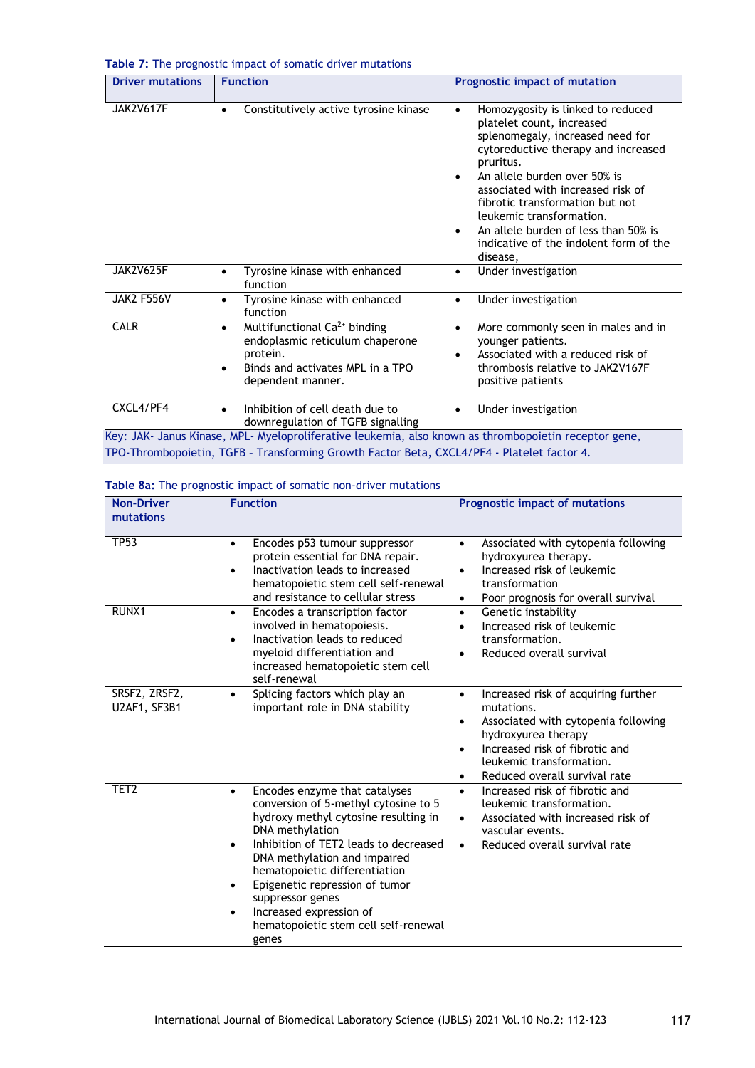**Table 7:** The prognostic impact of somatic driver mutations

| Driver mutations | Function | Prognostic impact of mutation |
|---|---|---|
| JAK2V617F | • Constitutively active tyrosine kinase | • Homozygosity is linked to reduced platelet count, increased splenomegaly, increased need for cytoreductive therapy and increased pruritus. <br> • An allele burden over 50% is associated with increased risk of fibrotic transformation but not leukemic transformation. <br> • An allele burden of less than 50% is indicative of the indolent form of the disease, |
| JAK2V625F | • Tyrosine kinase with enhanced function | • Under investigation |
| JAK2 F556V | • Tyrosine kinase with enhanced function | • Under investigation |
| CALR | • Multifunctional $Ca^{2+}$ binding endoplasmic reticulum chaperone protein. <br> • Binds and activates MPL in a TPO dependent manner. | • More commonly seen in males and in younger patients. <br> • Associated with a reduced risk of thrombosis relative to JAK2V167F positive patients |
| CXCL4/PF4 | • Inhibition of cell death due to downregulation of TGFB signalling | • Under investigation |

Key: JAK- Janus Kinase, MPL- Myeloproliferative leukemia, also known as thrombopoietin receptor gene, TPO-Thrombopoietin, TGFB – Transforming Growth Factor Beta, CXCL4/PF4 - Platelet factor 4.

**Table 8a:** The prognostic impact of somatic non-driver mutations

| Non-Driver mutations | Function | Prognostic impact of mutations |
|---|---|---|
| TP53 | • Encodes p53 tumour suppressor protein essential for DNA repair. <br> • Inactivation leads to increased hematopoietic stem cell self-renewal and resistance to cellular stress | • Associated with cytopenia following hydroxyurea therapy. <br> • Increased risk of leukemic transformation <br> • Poor prognosis for overall survival |
| RUNX1 | • Encodes a transcription factor involved in hematopoiesis. <br> • Inactivation leads to reduced myeloid differentiation and increased hematopoietic stem cell self-renewal | • Genetic instability <br> • Increased risk of leukemic transformation. <br> • Reduced overall survival |
| SRSF2, ZRSF2, U2AF1, SF3B1 | • Splicing factors which play an important role in DNA stability | • Increased risk of acquiring further mutations. <br> • Associated with cytopenia following hydroxyurea therapy <br> • Increased risk of fibrotic and leukemic transformation. <br> • Reduced overall survival rate |
| TET2 | • Encodes enzyme that catalyses conversion of 5-methyl cytosine to 5 hydroxy methyl cytosine resulting in DNA methylation <br> • Inhibition of TET2 leads to decreased DNA methylation and impaired hematopoietic differentiation <br> • Epigenetic repression of tumor suppressor genes <br> • Increased expression of hematopoietic stem cell self-renewal genes | • Increased risk of fibrotic and leukemic transformation. <br> • Associated with increased risk of vascular events. <br> • Reduced overall survival rate |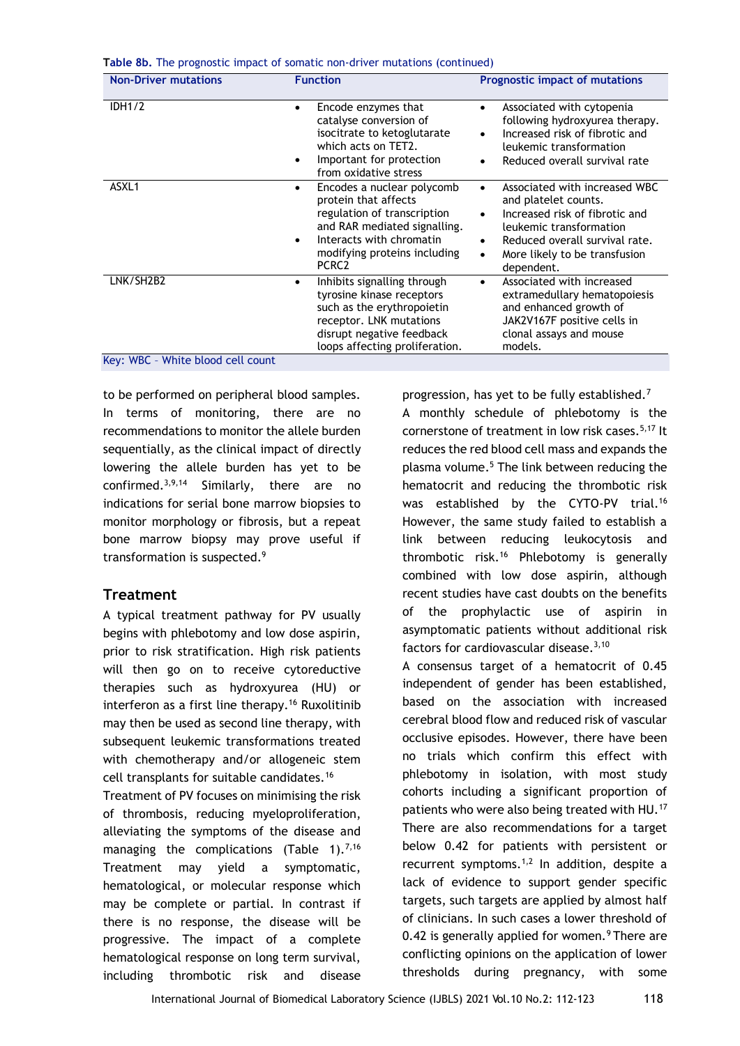**Table 8b.** The prognostic impact of somatic non-driver mutations (continued)

| Non-Driver mutations | Function | Prognostic impact of mutations |
|---|---|---|
| IDH1/2 | • Encode enzymes that catalyse conversion of isocitrate to ketoglutarate which acts on TET2.<br>• Important for protection from oxidative stress | • Associated with cytopenia following hydroxyurea therapy.<br>• Increased risk of fibrotic and leukemic transformation<br>• Reduced overall survival rate |
| ASXL1 | • Encodes a nuclear polycomb protein that affects regulation of transcription and RAR mediated signalling.<br>• Interacts with chromatin modifying proteins including PCRC2 | • Associated with increased WBC and platelet counts.<br>• Increased risk of fibrotic and leukemic transformation<br>• Reduced overall survival rate.<br>• More likely to be transfusion dependent. |
| LNK/SH2B2 | • Inhibits signalling through tyrosine kinase receptors such as the erythropoietin receptor. LNK mutations disrupt negative feedback loops affecting proliferation. | • Associated with increased extramedullary hematopoiesis and enhanced growth of JAK2V167F positive cells in clonal assays and mouse models. |

Key: WBC – White blood cell count

to be performed on peripheral blood samples. In terms of monitoring, there are no recommendations to monitor the allele burden sequentially, as the clinical impact of directly lowering the allele burden has yet to be confirmed.[3,9,14] Similarly, there are no indications for serial bone marrow biopsies to monitor morphology or fibrosis, but a repeat bone marrow biopsy may prove useful if transformation is suspected.[9]

## Treatment

A typical treatment pathway for PV usually begins with phlebotomy and low dose aspirin, prior to risk stratification. High risk patients will then go on to receive cytoreductive therapies such as hydroxyurea (HU) or interferon as a first line therapy.[16] Ruxolitinib may then be used as second line therapy, with subsequent leukemic transformations treated with chemotherapy and/or allogeneic stem cell transplants for suitable candidates.[16]

Treatment of PV focuses on minimising the risk of thrombosis, reducing myeloproliferation, alleviating the symptoms of the disease and managing the complications (Table 1).[7,16] Treatment may yield a symptomatic, hematological, or molecular response which may be complete or partial. In contrast if there is no response, the disease will be progressive. The impact of a complete hematological response on long term survival, including thrombotic risk and disease progression, has yet to be fully established.[7]

A monthly schedule of phlebotomy is the cornerstone of treatment in low risk cases.[5,17] It reduces the red blood cell mass and expands the plasma volume.[5] The link between reducing the hematocrit and reducing the thrombotic risk was established by the CYTO-PV trial.[16] However, the same study failed to establish a link between reducing leukocytosis and thrombotic risk.[16] Phlebotomy is generally combined with low dose aspirin, although recent studies have cast doubts on the benefits of the prophylactic use of aspirin in asymptomatic patients without additional risk factors for cardiovascular disease.[3,10]

A consensus target of a hematocrit of 0.45 independent of gender has been established, based on the association with increased cerebral blood flow and reduced risk of vascular occlusive episodes. However, there have been no trials which confirm this effect with phlebotomy in isolation, with most study cohorts including a significant proportion of patients who were also being treated with HU.[17] There are also recommendations for a target below 0.42 for patients with persistent or recurrent symptoms.[1,2] In addition, despite a lack of evidence to support gender specific targets, such targets are applied by almost half of clinicians. In such cases a lower threshold of 0.42 is generally applied for women.[9] There are conflicting opinions on the application of lower thresholds during pregnancy, with some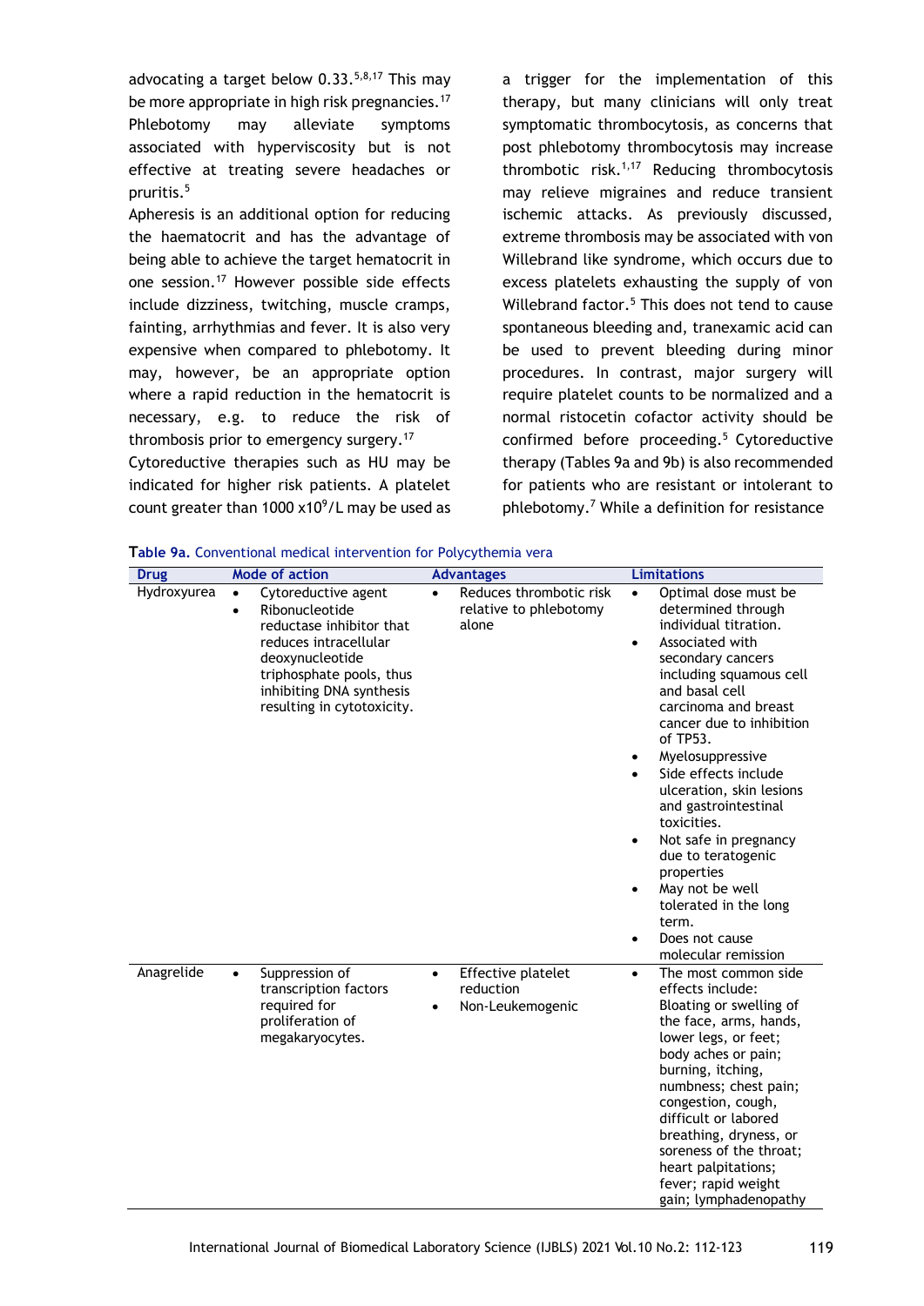advocating a target below 0.33.[5,8,17] This may be more appropriate in high risk pregnancies.[17] Phlebotomy may alleviate symptoms associated with hyperviscosity but is not effective at treating severe headaches or pruritis.[5]

Apheresis is an additional option for reducing the haematocrit and has the advantage of being able to achieve the target hematocrit in one session.[17] However possible side effects include dizziness, twitching, muscle cramps, fainting, arrhythmias and fever. It is also very expensive when compared to phlebotomy. It may, however, be an appropriate option where a rapid reduction in the hematocrit is necessary, e.g. to reduce the risk of thrombosis prior to emergency surgery.[17]

Cytoreductive therapies such as HU may be indicated for higher risk patients. A platelet count greater than 1000 x$10^9$/L may be used as a trigger for the implementation of this therapy, but many clinicians will only treat symptomatic thrombocytosis, as concerns that post phlebotomy thrombocytosis may increase thrombotic risk.[1,17] Reducing thrombocytosis may relieve migraines and reduce transient ischemic attacks. As previously discussed, extreme thrombosis may be associated with von Willebrand like syndrome, which occurs due to excess platelets exhausting the supply of von Willebrand factor.[5] This does not tend to cause spontaneous bleeding and, tranexamic acid can be used to prevent bleeding during minor procedures. In contrast, major surgery will require platelet counts to be normalized and a normal ristocetin cofactor activity should be confirmed before proceeding.[5] Cytoreductive therapy (Tables 9a and 9b) is also recommended for patients who are resistant or intolerant to phlebotomy.[7] While a definition for resistance

**Table 9a.** Conventional medical intervention for Polycythemia vera

| Drug | Mode of action | Advantages | Limitations |
|---|---|---|---|
| Hydroxyurea | • Cytoreductive agent<br>• Ribonucleotide reductase inhibitor that reduces intracellular deoxynucleotide triphosphate pools, thus inhibiting DNA synthesis resulting in cytotoxicity. | • Reduces thrombotic risk relative to phlebotomy alone | • Optimal dose must be determined through individual titration.<br>• Associated with secondary cancers including squamous cell and basal cell carcinoma and breast cancer due to inhibition of TP53.<br>• Myelosuppressive<br>• Side effects include ulceration, skin lesions and gastrointestinal toxicities.<br>• Not safe in pregnancy due to teratogenic properties<br>• May not be well tolerated in the long term.<br>• Does not cause molecular remission |
| Anagrelide | • Suppression of transcription factors required for proliferation of megakaryocytes. | • Effective platelet reduction<br>• Non-Leukemogenic | • The most common side effects include: Bloating or swelling of the face, arms, hands, lower legs, or feet; body aches or pain; burning, itching, numbness; chest pain; congestion, cough, difficult or labored breathing, dryness, or soreness of the throat; heart palpitations; fever; rapid weight gain; lymphadenopathy |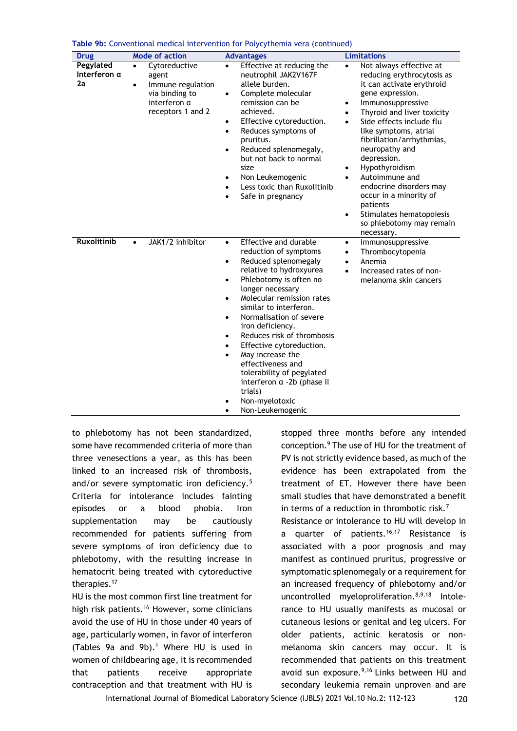**Table 9b:** Conventional medical intervention for Polycythemia vera (continued)

| Drug | Mode of action | Advantages | Limitations |
|---|---|---|---|
| **Pegylated Interferon α 2a** | • Cytoreductive agent<br>• Immune regulation via binding to interferon α receptors 1 and 2 | • Effective at reducing the neutrophil JAK2V167F allele burden.<br>• Complete molecular remission can be achieved.<br>• Effective cytoreduction.<br>• Reduces symptoms of pruritus.<br>• Reduced splenomegaly, but not back to normal size<br>• Non Leukemogenic<br>• Less toxic than Ruxolitinib<br>• Safe in pregnancy | • Not always effective at reducing erythrocytosis as it can activate erythroid gene expression.<br>• Immunosuppressive<br>• Thyroid and liver toxicity<br>• Side effects include flu like symptoms, atrial fibrillation/arrhythmias, neuropathy and depression.<br>• Hypothyroidism<br>• Autoimmune and endocrine disorders may occur in a minority of patients<br>• Stimulates hematopoiesis so phlebotomy may remain necessary. |
| **Ruxolitinib** | • JAK1/2 inhibitor | • Effective and durable reduction of symptoms<br>• Reduced splenomegaly relative to hydroxyurea<br>• Phlebotomy is often no longer necessary<br>• Molecular remission rates similar to interferon.<br>• Normalisation of severe iron deficiency.<br>• Reduces risk of thrombosis<br>• Effective cytoreduction.<br>• May increase the effectiveness and tolerability of pegylated interferon α -2b (phase II trials)<br>• Non-myelotoxic<br>• Non-Leukemogenic | • Immunosuppressive<br>• Thrombocytopenia<br>• Anemia<br>• Increased rates of non-melanoma skin cancers |

to phlebotomy has not been standardized, some have recommended criteria of more than three venesections a year, as this has been linked to an increased risk of thrombosis, and/or severe symptomatic iron deficiency.[5] Criteria for intolerance includes fainting episodes or a blood phobia. Iron supplementation may be cautiously recommended for patients suffering from severe symptoms of iron deficiency due to phlebotomy, with the resulting increase in hematocrit being treated with cytoreductive therapies.[17]

HU is the most common first line treatment for high risk patients.[16] However, some clinicians avoid the use of HU in those under 40 years of age, particularly women, in favor of interferon (Tables 9a and 9b).[1] Where HU is used in women of childbearing age, it is recommended that patients receive appropriate contraception and that treatment with HU is stopped three months before any intended conception.[9] The use of HU for the treatment of PV is not strictly evidence based, as much of the evidence has been extrapolated from the treatment of ET. However there have been small studies that have demonstrated a benefit in terms of a reduction in thrombotic risk.[7]

Resistance or intolerance to HU will develop in a quarter of patients.[16,17] Resistance is associated with a poor prognosis and may manifest as continued pruritus, progressive or symptomatic splenomegaly or a requirement for an increased frequency of phlebotomy and/or uncontrolled myeloproliferation.[8,9,18] Intolerance to HU usually manifests as mucosal or cutaneous lesions or genital and leg ulcers. For older patients, actinic keratosis or non-melanoma skin cancers may occur. It is recommended that patients on this treatment avoid sun exposure.[9,16] Links between HU and secondary leukemia remain unproven and are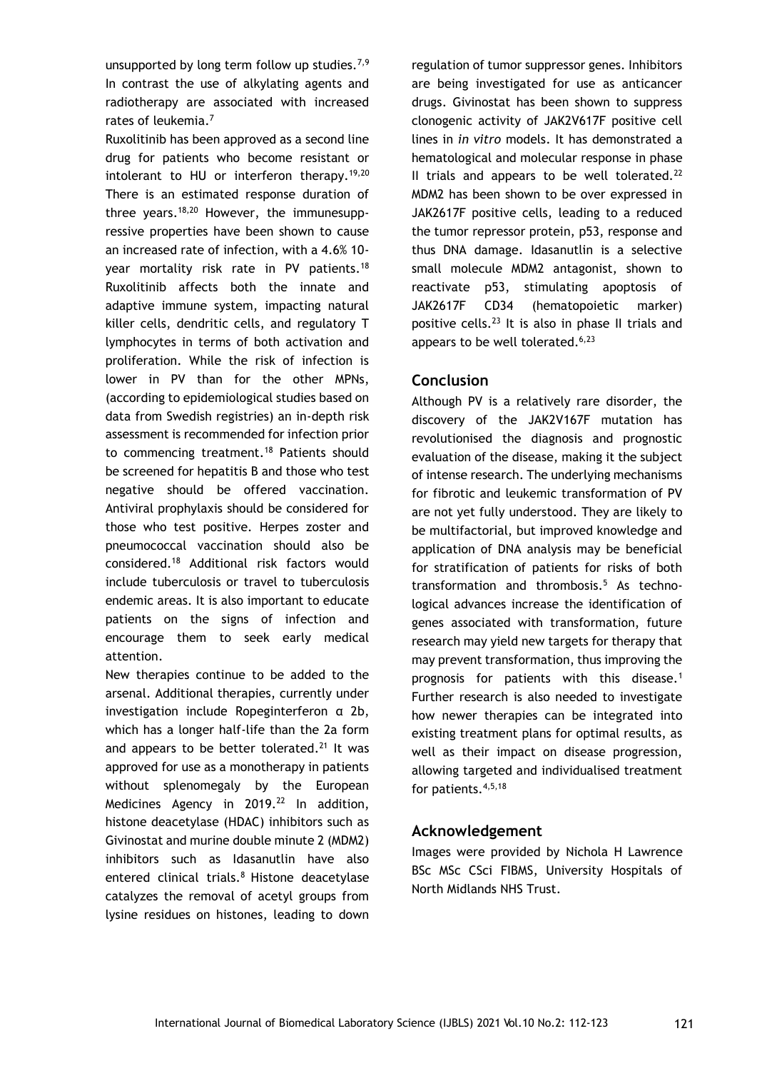unsupported by long term follow up studies.[7,9] In contrast the use of alkylating agents and radiotherapy are associated with increased rates of leukemia.[7]

Ruxolitinib has been approved as a second line drug for patients who become resistant or intolerant to HU or interferon therapy.[19,20] There is an estimated response duration of three years.[18,20] However, the immunesuppressive properties have been shown to cause an increased rate of infection, with a 4.6% 10-year mortality risk rate in PV patients.[18] Ruxolitinib affects both the innate and adaptive immune system, impacting natural killer cells, dendritic cells, and regulatory T lymphocytes in terms of both activation and proliferation. While the risk of infection is lower in PV than for the other MPNs, (according to epidemiological studies based on data from Swedish registries) an in-depth risk assessment is recommended for infection prior to commencing treatment.[18] Patients should be screened for hepatitis B and those who test negative should be offered vaccination. Antiviral prophylaxis should be considered for those who test positive. Herpes zoster and pneumococcal vaccination should also be considered.[18] Additional risk factors would include tuberculosis or travel to tuberculosis endemic areas. It is also important to educate patients on the signs of infection and encourage them to seek early medical attention.

New therapies continue to be added to the arsenal. Additional therapies, currently under investigation include Ropeginterferon α 2b, which has a longer half-life than the 2a form and appears to be better tolerated.[21] It was approved for use as a monotherapy in patients without splenomegaly by the European Medicines Agency in 2019.[22] In addition, histone deacetylase (HDAC) inhibitors such as Givinostat and murine double minute 2 (MDM2) inhibitors such as Idasanutlin have also entered clinical trials.[8] Histone deacetylase catalyzes the removal of acetyl groups from lysine residues on histones, leading to down regulation of tumor suppressor genes. Inhibitors are being investigated for use as anticancer drugs. Givinostat has been shown to suppress clonogenic activity of JAK2V617F positive cell lines in *in vitro* models. It has demonstrated a hematological and molecular response in phase II trials and appears to be well tolerated.[22] MDM2 has been shown to be over expressed in JAK2617F positive cells, leading to a reduced the tumor repressor protein, p53, response and thus DNA damage. Idasanutlin is a selective small molecule MDM2 antagonist, shown to reactivate p53, stimulating apoptosis of JAK2617F CD34 (hematopoietic marker) positive cells.[23] It is also in phase II trials and appears to be well tolerated.[6,23]

## Conclusion

Although PV is a relatively rare disorder, the discovery of the JAK2V167F mutation has revolutionised the diagnosis and prognostic evaluation of the disease, making it the subject of intense research. The underlying mechanisms for fibrotic and leukemic transformation of PV are not yet fully understood. They are likely to be multifactorial, but improved knowledge and application of DNA analysis may be beneficial for stratification of patients for risks of both transformation and thrombosis.[5] As technological advances increase the identification of genes associated with transformation, future research may yield new targets for therapy that may prevent transformation, thus improving the prognosis for patients with this disease.[1] Further research is also needed to investigate how newer therapies can be integrated into existing treatment plans for optimal results, as well as their impact on disease progression, allowing targeted and individualised treatment for patients.[4,5,18]

## Acknowledgement

Images were provided by Nichola H Lawrence BSc MSc CSci FIBMS, University Hospitals of North Midlands NHS Trust.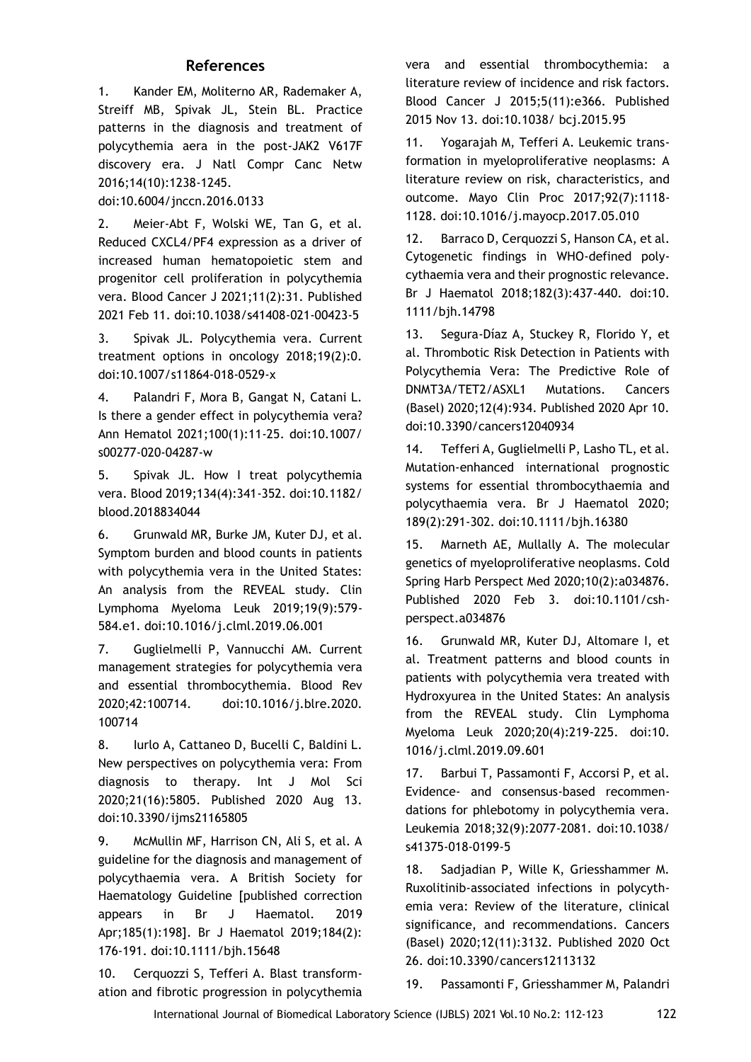## References

1. Kander EM, Moliterno AR, Rademaker A, Streiff MB, Spivak JL, Stein BL. Practice patterns in the diagnosis and treatment of polycythemia aera in the post-JAK2 V617F discovery era. J Natl Compr Canc Netw 2016;14(10):1238-1245. doi:10.6004/jnccn.2016.0133

2. Meier-Abt F, Wolski WE, Tan G, et al. Reduced CXCL4/PF4 expression as a driver of increased human hematopoietic stem and progenitor cell proliferation in polycythemia vera. Blood Cancer J 2021;11(2):31. Published 2021 Feb 11. doi:10.1038/s41408-021-00423-5

3. Spivak JL. Polycythemia vera. Current treatment options in oncology 2018;19(2):0. doi:10.1007/s11864-018-0529-x

4. Palandri F, Mora B, Gangat N, Catani L. Is there a gender effect in polycythemia vera? Ann Hematol 2021;100(1):11-25. doi:10.1007/s00277-020-04287-w

5. Spivak JL. How I treat polycythemia vera. Blood 2019;134(4):341-352. doi:10.1182/blood.2018834044

6. Grunwald MR, Burke JM, Kuter DJ, et al. Symptom burden and blood counts in patients with polycythemia vera in the United States: An analysis from the REVEAL study. Clin Lymphoma Myeloma Leuk 2019;19(9):579-584.e1. doi:10.1016/j.clml.2019.06.001

7. Guglielmelli P, Vannucchi AM. Current management strategies for polycythemia vera and essential thrombocythemia. Blood Rev 2020;42:100714. doi:10.1016/j.blre.2020.100714

8. Iurlo A, Cattaneo D, Bucelli C, Baldini L. New perspectives on polycythemia vera: From diagnosis to therapy. Int J Mol Sci 2020;21(16):5805. Published 2020 Aug 13. doi:10.3390/ijms21165805

9. McMullin MF, Harrison CN, Ali S, et al. A guideline for the diagnosis and management of polycythaemia vera. A British Society for Haematology Guideline [published correction appears in Br J Haematol. 2019 Apr;185(1):198]. Br J Haematol 2019;184(2):176-191. doi:10.1111/bjh.15648

10. Cerquozzi S, Tefferi A. Blast transformation and fibrotic progression in polycythemia vera and essential thrombocythemia: a literature review of incidence and risk factors. Blood Cancer J 2015;5(11):e366. Published 2015 Nov 13. doi:10.1038/ bcj.2015.95

11. Yogarajah M, Tefferi A. Leukemic transformation in myeloproliferative neoplasms: A literature review on risk, characteristics, and outcome. Mayo Clin Proc 2017;92(7):1118-1128. doi:10.1016/j.mayocp.2017.05.010

12. Barraco D, Cerquozzi S, Hanson CA, et al. Cytogenetic findings in WHO-defined polycythaemia vera and their prognostic relevance. Br J Haematol 2018;182(3):437-440. doi:10.1111/bjh.14798

13. Segura-Díaz A, Stuckey R, Florido Y, et al. Thrombotic Risk Detection in Patients with Polycythemia Vera: The Predictive Role of DNMT3A/TET2/ASXL1 Mutations. Cancers (Basel) 2020;12(4):934. Published 2020 Apr 10. doi:10.3390/cancers12040934

14. Tefferi A, Guglielmelli P, Lasho TL, et al. Mutation-enhanced international prognostic systems for essential thrombocythaemia and polycythaemia vera. Br J Haematol 2020; 189(2):291-302. doi:10.1111/bjh.16380

15. Marneth AE, Mullally A. The molecular genetics of myeloproliferative neoplasms. Cold Spring Harb Perspect Med 2020;10(2):a034876. Published 2020 Feb 3. doi:10.1101/cshperspect.a034876

16. Grunwald MR, Kuter DJ, Altomare I, et al. Treatment patterns and blood counts in patients with polycythemia vera treated with Hydroxyurea in the United States: An analysis from the REVEAL study. Clin Lymphoma Myeloma Leuk 2020;20(4):219-225. doi:10.1016/j.clml.2019.09.601

17. Barbui T, Passamonti F, Accorsi P, et al. Evidence- and consensus-based recommendations for phlebotomy in polycythemia vera. Leukemia 2018;32(9):2077-2081. doi:10.1038/s41375-018-0199-5

18. Sadjadian P, Wille K, Griesshammer M. Ruxolitinib-associated infections in polycythemia vera: Review of the literature, clinical significance, and recommendations. Cancers (Basel) 2020;12(11):3132. Published 2020 Oct 26. doi:10.3390/cancers12113132

19. Passamonti F, Griesshammer M, Palandri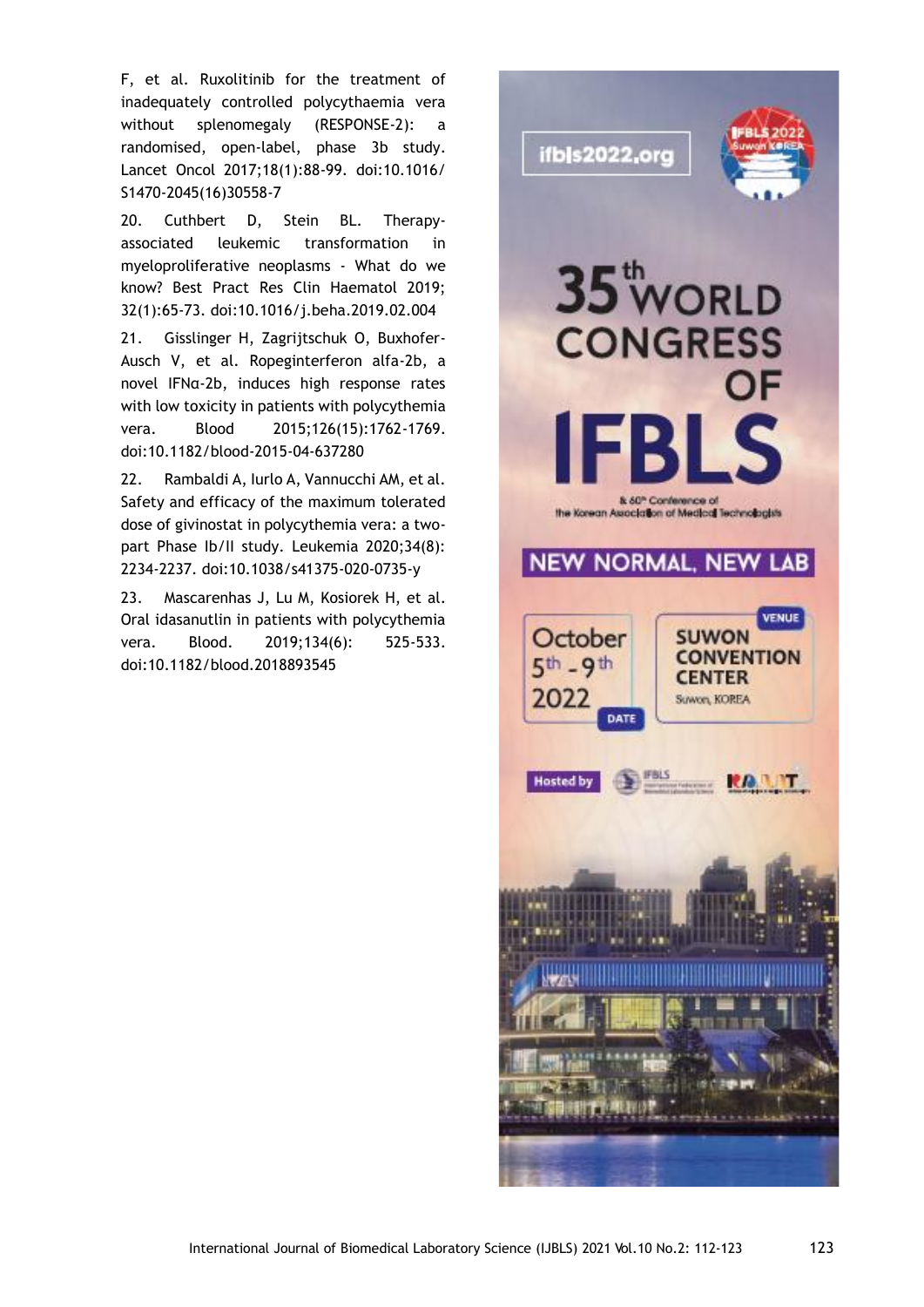F, et al. Ruxolitinib for the treatment of inadequately controlled polycythaemia vera without splenomegaly (RESPONSE-2): a randomised, open-label, phase 3b study. Lancet Oncol 2017;18(1):88-99. doi:10.1016/S1470-2045(16)30558-7

20. Cuthbert D, Stein BL. Therapy-associated leukemic transformation in myeloproliferative neoplasms - What do we know? Best Pract Res Clin Haematol 2019; 32(1):65-73. doi:10.1016/j.beha.2019.02.004

21. Gisslinger H, Zagrijtschuk O, Buxhofer-Ausch V, et al. Ropeginterferon alfa-2b, a novel IFNα-2b, induces high response rates with low toxicity in patients with polycythemia vera. Blood 2015;126(15):1762-1769. doi:10.1182/blood-2015-04-637280

22. Rambaldi A, Iurlo A, Vannucchi AM, et al. Safety and efficacy of the maximum tolerated dose of givinostat in polycythemia vera: a two-part Phase Ib/II study. Leukemia 2020;34(8): 2234-2237. doi:10.1038/s41375-020-0735-y

23. Mascarenhas J, Lu M, Kosiorek H, et al. Oral idasanutlin in patients with polycythemia vera. Blood. 2019;134(6): 525-533. doi:10.1182/blood.2018893545